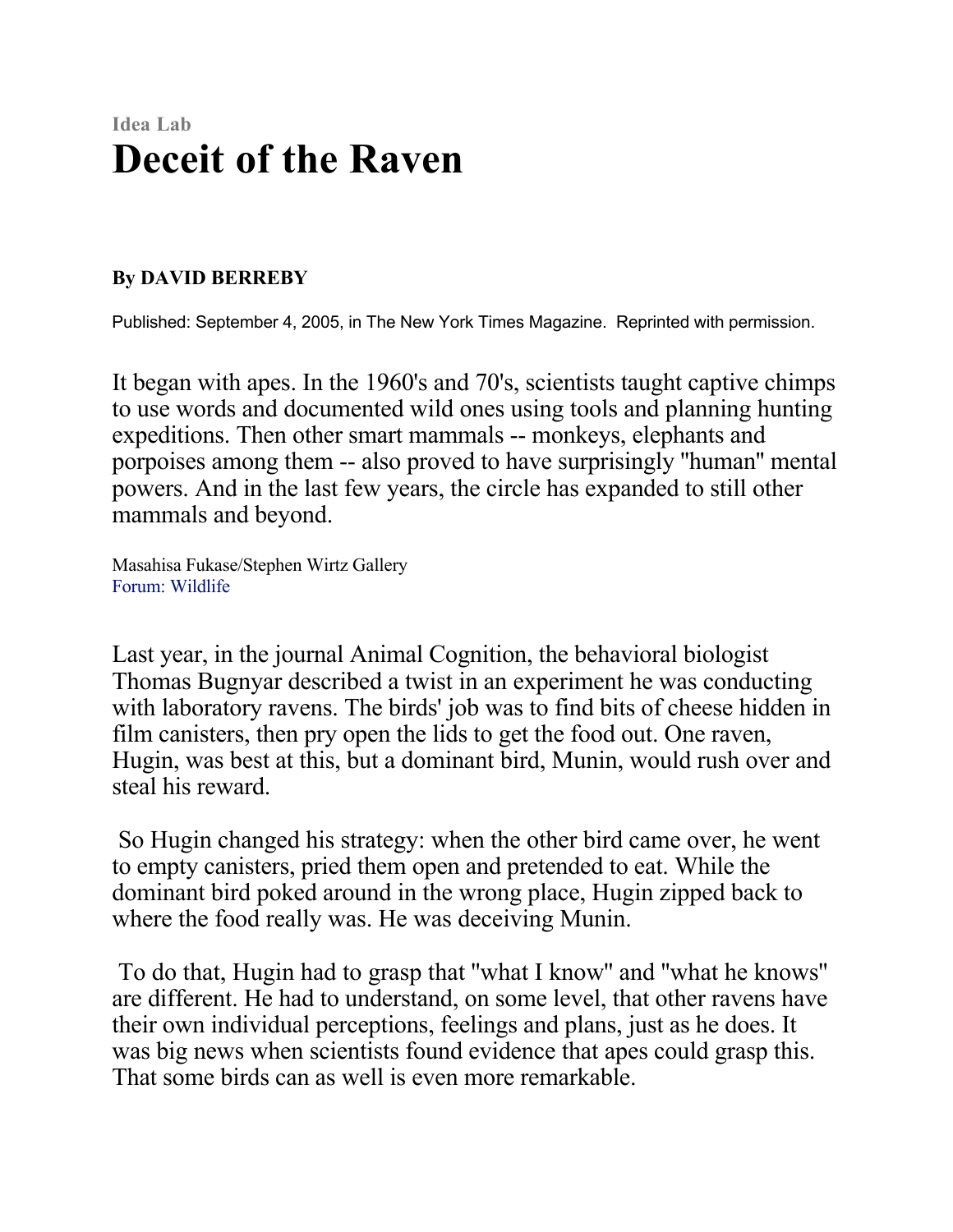Idea Lab

# Deceit of the Raven

**By DAVID BERREBY**

Published: September 4, 2005, in The New York Times Magazine. Reprinted with permission.

It began with apes. In the 1960's and 70's, scientists taught captive chimps to use words and documented wild ones using tools and planning hunting expeditions. Then other smart mammals -- monkeys, elephants and porpoises among them -- also proved to have surprisingly "human" mental powers. And in the last few years, the circle has expanded to still other mammals and beyond.

Masahisa Fukase/Stephen Wirtz Gallery
Forum: Wildlife

Last year, in the journal Animal Cognition, the behavioral biologist Thomas Bugnyar described a twist in an experiment he was conducting with laboratory ravens. The birds' job was to find bits of cheese hidden in film canisters, then pry open the lids to get the food out. One raven, Hugin, was best at this, but a dominant bird, Munin, would rush over and steal his reward.

So Hugin changed his strategy: when the other bird came over, he went to empty canisters, pried them open and pretended to eat. While the dominant bird poked around in the wrong place, Hugin zipped back to where the food really was. He was deceiving Munin.

To do that, Hugin had to grasp that "what I know" and "what he knows" are different. He had to understand, on some level, that other ravens have their own individual perceptions, feelings and plans, just as he does. It was big news when scientists found evidence that apes could grasp this. That some birds can as well is even more remarkable.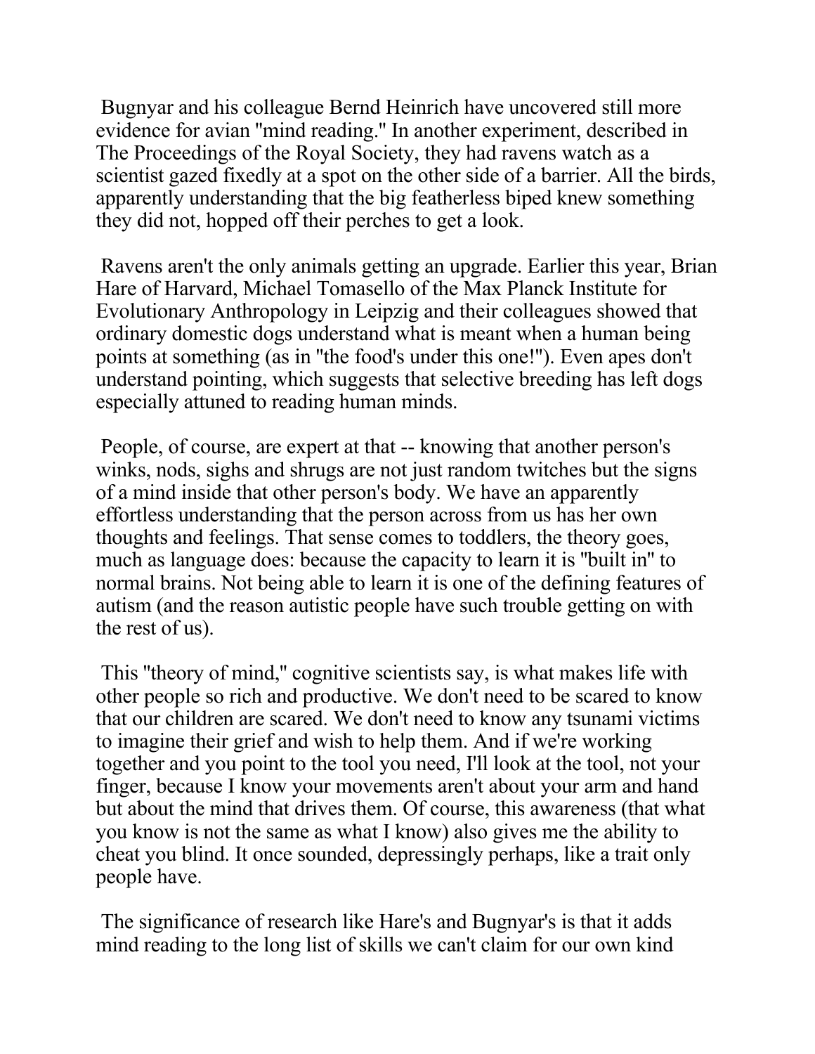Bugnyar and his colleague Bernd Heinrich have uncovered still more evidence for avian "mind reading." In another experiment, described in The Proceedings of the Royal Society, they had ravens watch as a scientist gazed fixedly at a spot on the other side of a barrier. All the birds, apparently understanding that the big featherless biped knew something they did not, hopped off their perches to get a look.

Ravens aren't the only animals getting an upgrade. Earlier this year, Brian Hare of Harvard, Michael Tomasello of the Max Planck Institute for Evolutionary Anthropology in Leipzig and their colleagues showed that ordinary domestic dogs understand what is meant when a human being points at something (as in "the food's under this one!"). Even apes don't understand pointing, which suggests that selective breeding has left dogs especially attuned to reading human minds.

People, of course, are expert at that -- knowing that another person's winks, nods, sighs and shrugs are not just random twitches but the signs of a mind inside that other person's body. We have an apparently effortless understanding that the person across from us has her own thoughts and feelings. That sense comes to toddlers, the theory goes, much as language does: because the capacity to learn it is "built in" to normal brains. Not being able to learn it is one of the defining features of autism (and the reason autistic people have such trouble getting on with the rest of us).

This "theory of mind," cognitive scientists say, is what makes life with other people so rich and productive. We don't need to be scared to know that our children are scared. We don't need to know any tsunami victims to imagine their grief and wish to help them. And if we're working together and you point to the tool you need, I'll look at the tool, not your finger, because I know your movements aren't about your arm and hand but about the mind that drives them. Of course, this awareness (that what you know is not the same as what I know) also gives me the ability to cheat you blind. It once sounded, depressingly perhaps, like a trait only people have.

The significance of research like Hare's and Bugnyar's is that it adds mind reading to the long list of skills we can't claim for our own kind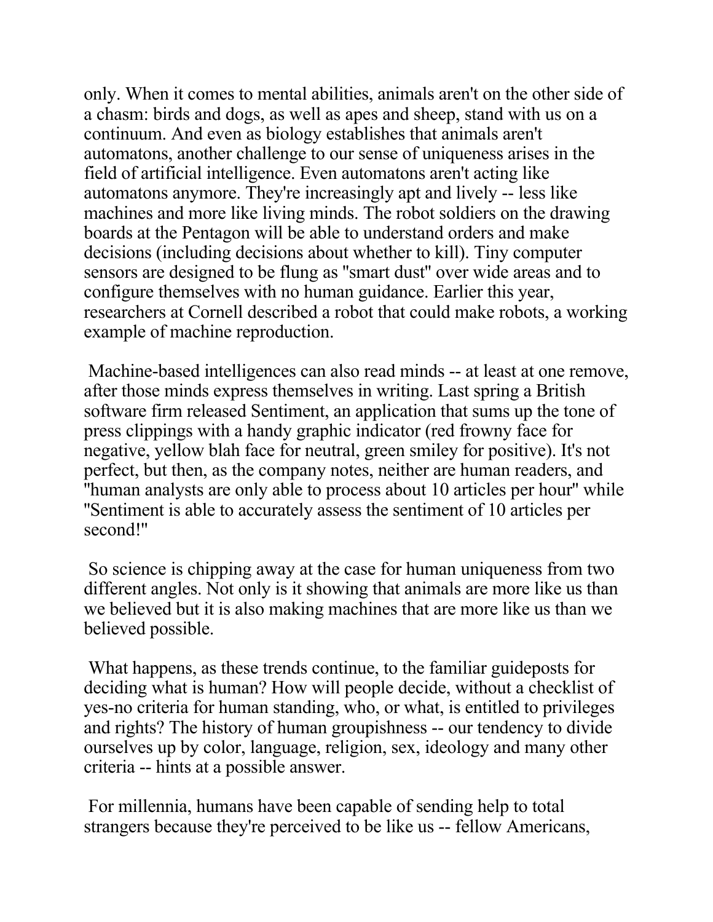only. When it comes to mental abilities, animals aren't on the other side of a chasm: birds and dogs, as well as apes and sheep, stand with us on a continuum. And even as biology establishes that animals aren't automatons, another challenge to our sense of uniqueness arises in the field of artificial intelligence. Even automatons aren't acting like automatons anymore. They're increasingly apt and lively -- less like machines and more like living minds. The robot soldiers on the drawing boards at the Pentagon will be able to understand orders and make decisions (including decisions about whether to kill). Tiny computer sensors are designed to be flung as "smart dust" over wide areas and to configure themselves with no human guidance. Earlier this year, researchers at Cornell described a robot that could make robots, a working example of machine reproduction.

Machine-based intelligences can also read minds -- at least at one remove, after those minds express themselves in writing. Last spring a British software firm released Sentiment, an application that sums up the tone of press clippings with a handy graphic indicator (red frowny face for negative, yellow blah face for neutral, green smiley for positive). It's not perfect, but then, as the company notes, neither are human readers, and "human analysts are only able to process about 10 articles per hour" while "Sentiment is able to accurately assess the sentiment of 10 articles per second!"

So science is chipping away at the case for human uniqueness from two different angles. Not only is it showing that animals are more like us than we believed but it is also making machines that are more like us than we believed possible.

What happens, as these trends continue, to the familiar guideposts for deciding what is human? How will people decide, without a checklist of yes-no criteria for human standing, who, or what, is entitled to privileges and rights? The history of human groupishness -- our tendency to divide ourselves up by color, language, religion, sex, ideology and many other criteria -- hints at a possible answer.

For millennia, humans have been capable of sending help to total strangers because they're perceived to be like us -- fellow Americans,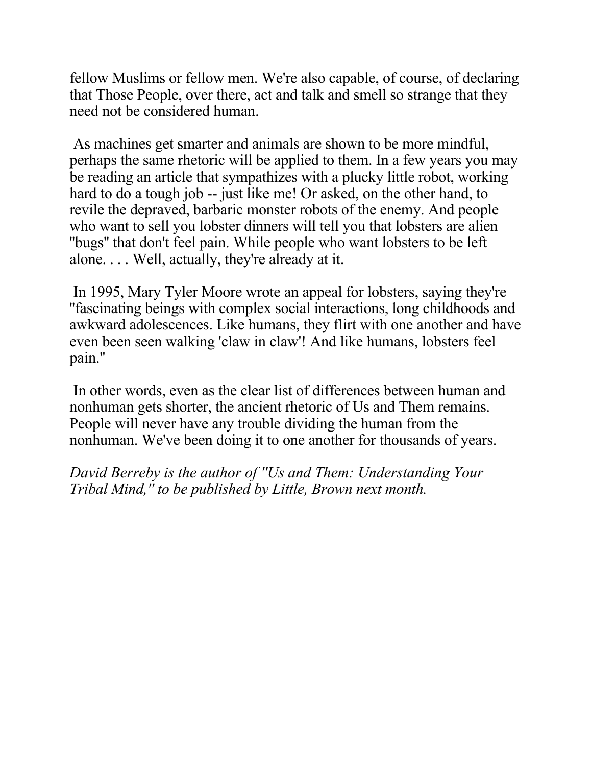fellow Muslims or fellow men. We're also capable, of course, of declaring that Those People, over there, act and talk and smell so strange that they need not be considered human.

As machines get smarter and animals are shown to be more mindful, perhaps the same rhetoric will be applied to them. In a few years you may be reading an article that sympathizes with a plucky little robot, working hard to do a tough job -- just like me! Or asked, on the other hand, to revile the depraved, barbaric monster robots of the enemy. And people who want to sell you lobster dinners will tell you that lobsters are alien "bugs" that don't feel pain. While people who want lobsters to be left alone. . . . Well, actually, they're already at it.

In 1995, Mary Tyler Moore wrote an appeal for lobsters, saying they're "fascinating beings with complex social interactions, long childhoods and awkward adolescences. Like humans, they flirt with one another and have even been seen walking 'claw in claw'! And like humans, lobsters feel pain."

In other words, even as the clear list of differences between human and nonhuman gets shorter, the ancient rhetoric of Us and Them remains. People will never have any trouble dividing the human from the nonhuman. We've been doing it to one another for thousands of years.

*David Berreby is the author of "Us and Them: Understanding Your Tribal Mind," to be published by Little, Brown next month.*